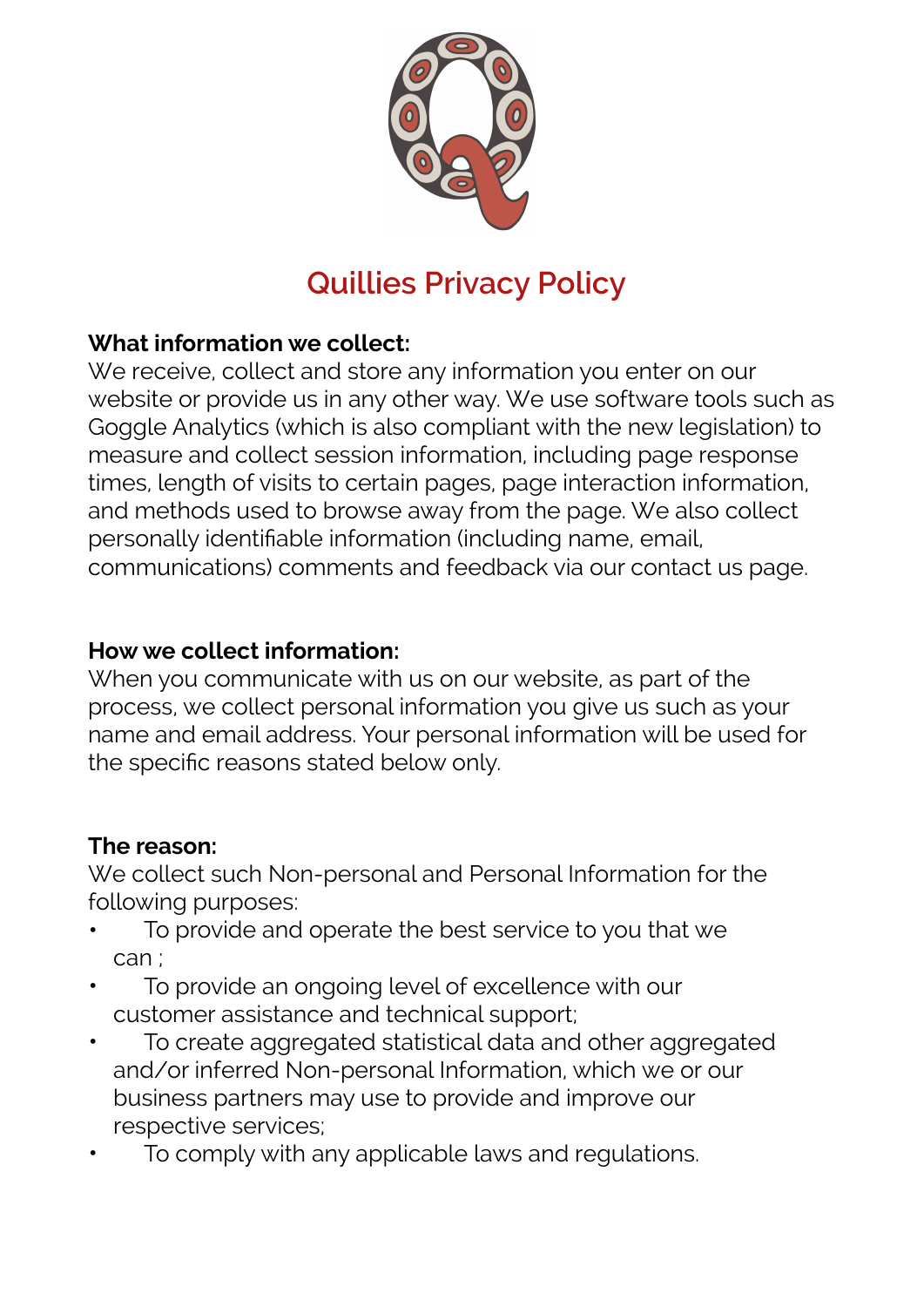# Quillies Privacy Policy

**What information we collect:**
We receive, collect and store any information you enter on our website or provide us in any other way. We use software tools such as Goggle Analytics (which is also compliant with the new legislation) to measure and collect session information, including page response times, length of visits to certain pages, page interaction information, and methods used to browse away from the page. We also collect personally identifiable information (including name, email, communications) comments and feedback via our contact us page.

**How we collect information:**
When you communicate with us on our website, as part of the process, we collect personal information you give us such as your name and email address. Your personal information will be used for the specific reasons stated below only.

**The reason:**
We collect such Non-personal and Personal Information for the following purposes:

- To provide and operate the best service to you that we can ;
- To provide an ongoing level of excellence with our customer assistance and technical support;
- To create aggregated statistical data and other aggregated and/or inferred Non-personal Information, which we or our business partners may use to provide and improve our respective services;
- To comply with any applicable laws and regulations.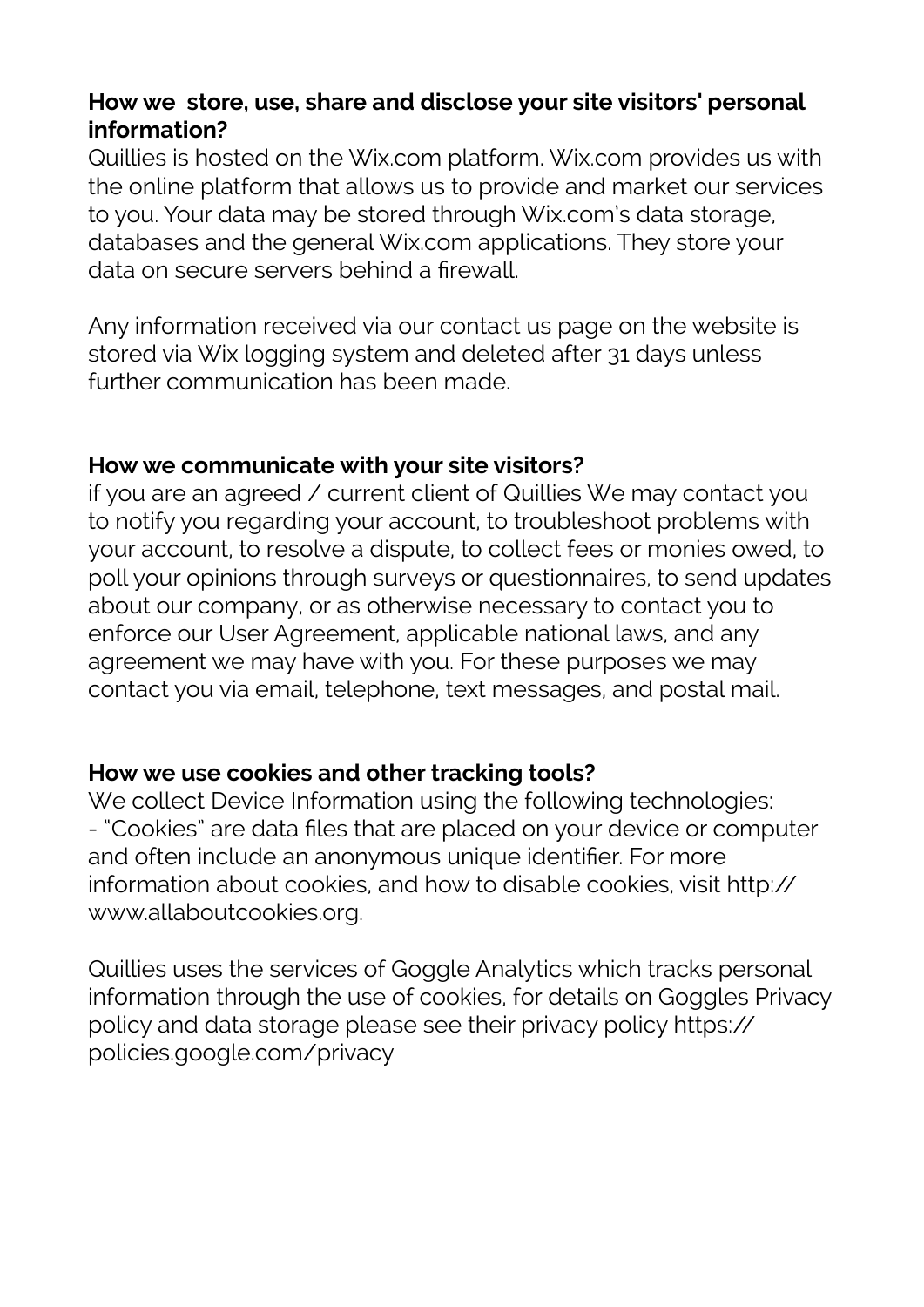**How we  store, use, share and disclose your site visitors' personal information?**

Quillies is hosted on the Wix.com platform. Wix.com provides us with the online platform that allows us to provide and market our services to you. Your data may be stored through Wix.com's data storage, databases and the general Wix.com applications. They store your data on secure servers behind a firewall.

Any information received via our contact us page on the website is stored via Wix logging system and deleted after 31 days unless further communication has been made.

**How we communicate with your site visitors?**

if you are an agreed / current client of Quillies We may contact you to notify you regarding your account, to troubleshoot problems with your account, to resolve a dispute, to collect fees or monies owed, to poll your opinions through surveys or questionnaires, to send updates about our company, or as otherwise necessary to contact you to enforce our User Agreement, applicable national laws, and any agreement we may have with you. For these purposes we may contact you via email, telephone, text messages, and postal mail.

**How we use cookies and other tracking tools?**

We collect Device Information using the following technologies:

- "Cookies" are data files that are placed on your device or computer and often include an anonymous unique identifier. For more information about cookies, and how to disable cookies, visit http://www.allaboutcookies.org.

Quillies uses the services of Goggle Analytics which tracks personal information through the use of cookies, for details on Goggles Privacy policy and data storage please see their privacy policy https://policies.google.com/privacy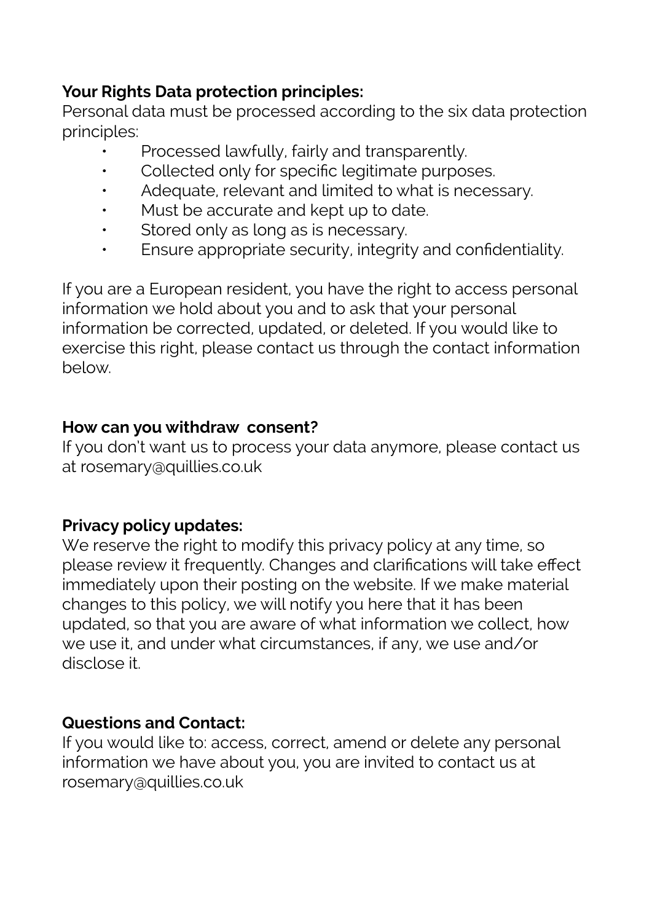**Your Rights Data protection principles:**
Personal data must be processed according to the six data protection principles:

- Processed lawfully, fairly and transparently.
- Collected only for specific legitimate purposes.
- Adequate, relevant and limited to what is necessary.
- Must be accurate and kept up to date.
- Stored only as long as is necessary.
- Ensure appropriate security, integrity and confidentiality.

If you are a European resident, you have the right to access personal information we hold about you and to ask that your personal information be corrected, updated, or deleted. If you would like to exercise this right, please contact us through the contact information below.

**How can you withdraw consent?**
If you don't want us to process your data anymore, please contact us at rosemary@quillies.co.uk

**Privacy policy updates:**
We reserve the right to modify this privacy policy at any time, so please review it frequently. Changes and clarifications will take effect immediately upon their posting on the website. If we make material changes to this policy, we will notify you here that it has been updated, so that you are aware of what information we collect, how we use it, and under what circumstances, if any, we use and/or disclose it.

**Questions and Contact:**
If you would like to: access, correct, amend or delete any personal information we have about you, you are invited to contact us at rosemary@quillies.co.uk